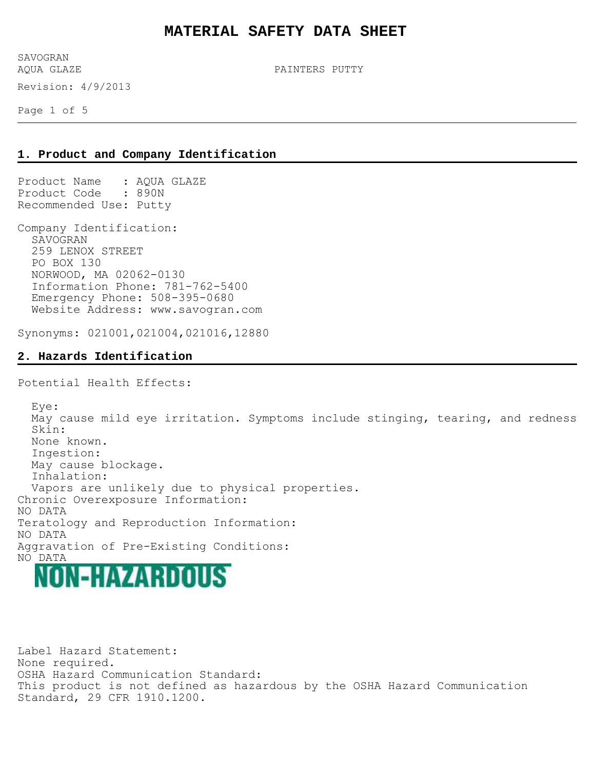# MATERIAL SAFETY DATA SHEET

SAVOGRAN
AQUA GLAZE PAINTERS PUTTY

Revision: 4/9/2013

## 1. Product and Company Identification

Product Name : AQUA GLAZE
Product Code : 890N
Recommended Use: Putty

Company Identification:
SAVOGRAN
259 LENOX STREET
PO BOX 130
NORWOOD, MA 02062-0130
Information Phone: 781-762-5400
Emergency Phone: 508-395-0680
Website Address: www.savogran.com

Synonyms: 021001,021004,021016,12880

## 2. Hazards Identification

Potential Health Effects:

Eye:
May cause mild eye irritation. Symptoms include stinging, tearing, and redness
Skin:
None known.
Ingestion:
May cause blockage.
Inhalation:
Vapors are unlikely due to physical properties.

Chronic Overexposure Information:
NO DATA
Teratology and Reproduction Information:
NO DATA
Aggravation of Pre-Existing Conditions:
NO DATA

**NON-HAZARDOUS**

Label Hazard Statement:
None required.
OSHA Hazard Communication Standard:
This product is not defined as hazardous by the OSHA Hazard Communication Standard, 29 CFR 1910.1200.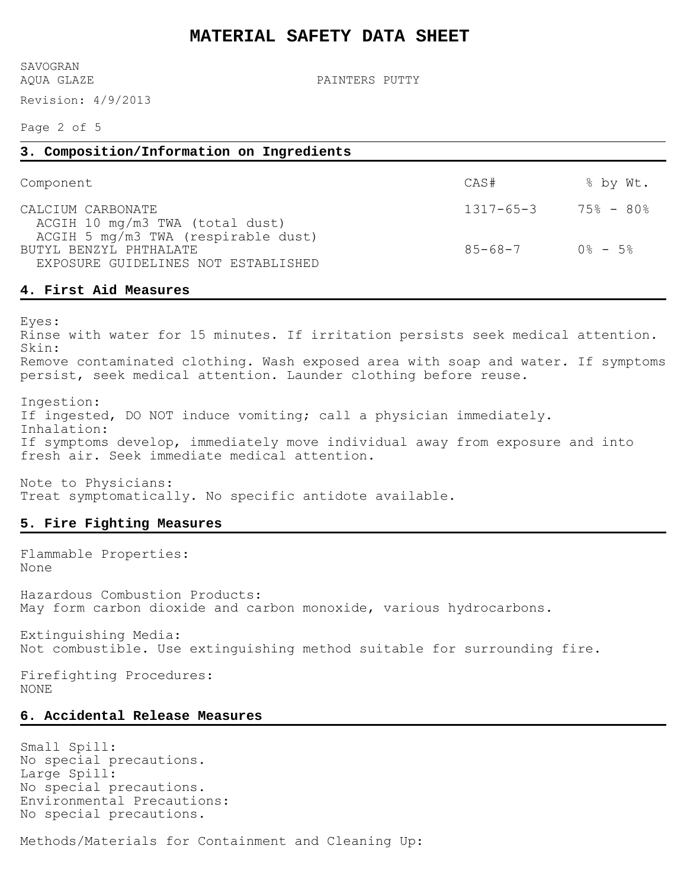# MATERIAL SAFETY DATA SHEET

SAVOGRAN
AQUA GLAZE PAINTERS PUTTY

Revision: 4/9/2013

## 3. Composition/Information on Ingredients

| Component | CAS# | % by Wt. |
|---|---|---|
| CALCIUM CARBONATE<br>ACGIH 10 mg/m3 TWA (total dust)<br>ACGIH 5 mg/m3 TWA (respirable dust) | 1317-65-3 | 75% - 80% |
| BUTYL BENZYL PHTHALATE<br>EXPOSURE GUIDELINES NOT ESTABLISHED | 85-68-7 | 0% - 5% |

## 4. First Aid Measures

Eyes:
Rinse with water for 15 minutes. If irritation persists seek medical attention.
Skin:
Remove contaminated clothing. Wash exposed area with soap and water. If symptoms persist, seek medical attention. Launder clothing before reuse.

Ingestion:
If ingested, DO NOT induce vomiting; call a physician immediately.
Inhalation:
If symptoms develop, immediately move individual away from exposure and into fresh air. Seek immediate medical attention.

Note to Physicians:
Treat symptomatically. No specific antidote available.

## 5. Fire Fighting Measures

Flammable Properties:
None

Hazardous Combustion Products:
May form carbon dioxide and carbon monoxide, various hydrocarbons.

Extinguishing Media:
Not combustible. Use extinguishing method suitable for surrounding fire.

Firefighting Procedures:
NONE

## 6. Accidental Release Measures

Small Spill:
No special precautions.
Large Spill:
No special precautions.
Environmental Precautions:
No special precautions.

Methods/Materials for Containment and Cleaning Up: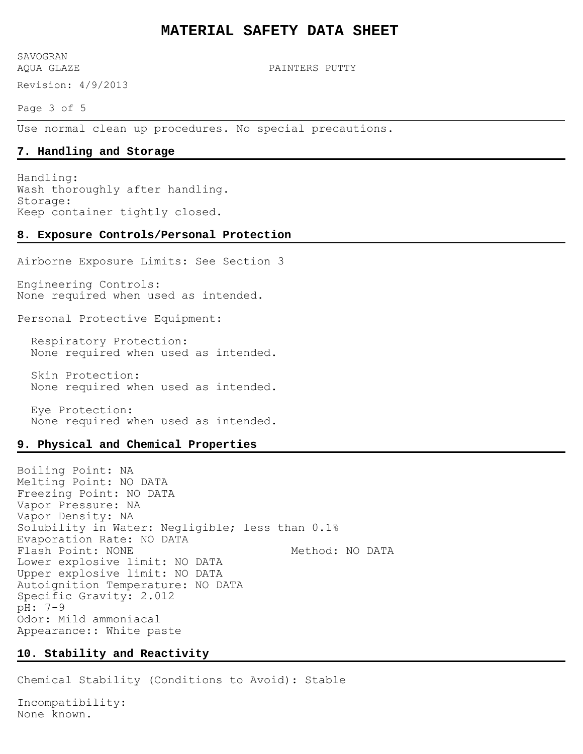Use normal clean up procedures. No special precautions.

## 7. Handling and Storage

Handling:
Wash thoroughly after handling.
Storage:
Keep container tightly closed.

## 8. Exposure Controls/Personal Protection

Airborne Exposure Limits: See Section 3

Engineering Controls:
None required when used as intended.

Personal Protective Equipment:

Respiratory Protection:
None required when used as intended.

Skin Protection:
None required when used as intended.

Eye Protection:
None required when used as intended.

## 9. Physical and Chemical Properties

Boiling Point: NA
Melting Point: NO DATA
Freezing Point: NO DATA
Vapor Pressure: NA
Vapor Density: NA
Solubility in Water: Negligible; less than 0.1%
Evaporation Rate: NO DATA
Flash Point: NONE Method: NO DATA
Lower explosive limit: NO DATA
Upper explosive limit: NO DATA
Autoignition Temperature: NO DATA
Specific Gravity: 2.012
pH: 7-9
Odor: Mild ammoniacal
Appearance:: White paste

## 10. Stability and Reactivity

Chemical Stability (Conditions to Avoid): Stable

Incompatibility:
None known.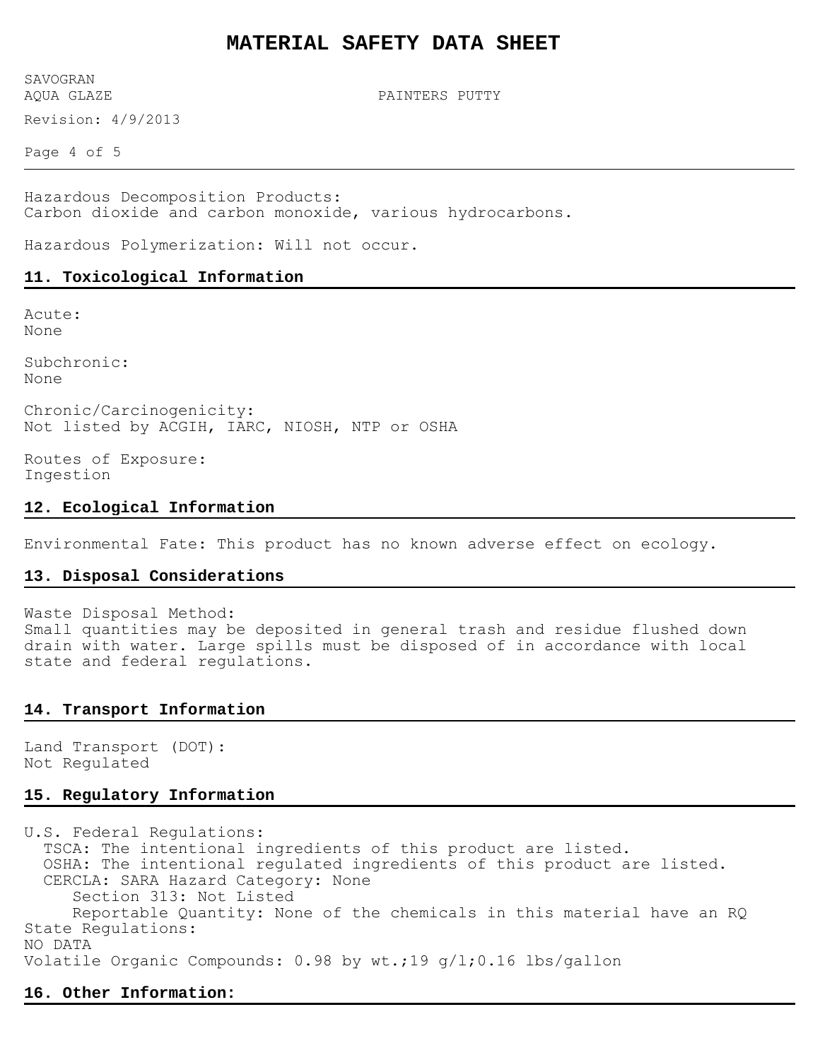Hazardous Decomposition Products:
Carbon dioxide and carbon monoxide, various hydrocarbons.

Hazardous Polymerization: Will not occur.

## 11. Toxicological Information

Acute:
None

Subchronic:
None

Chronic/Carcinogenicity:
Not listed by ACGIH, IARC, NIOSH, NTP or OSHA

Routes of Exposure:
Ingestion

## 12. Ecological Information

Environmental Fate: This product has no known adverse effect on ecology.

## 13. Disposal Considerations

Waste Disposal Method:
Small quantities may be deposited in general trash and residue flushed down drain with water. Large spills must be disposed of in accordance with local state and federal regulations.

## 14. Transport Information

Land Transport (DOT):
Not Regulated

## 15. Regulatory Information

U.S. Federal Regulations:
- TSCA: The intentional ingredients of this product are listed.
- OSHA: The intentional regulated ingredients of this product are listed.
- CERCLA: SARA Hazard Category: None
  - Section 313: Not Listed
  - Reportable Quantity: None of the chemicals in this material have an RQ

State Regulations:
NO DATA

Volatile Organic Compounds: 0.98 by wt.;19 g/l;0.16 lbs/gallon

## 16. Other Information: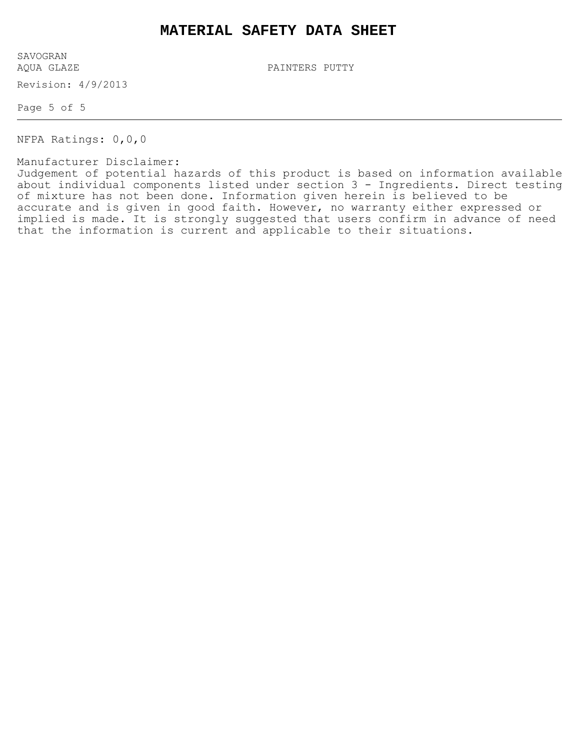NFPA Ratings: 0,0,0

Manufacturer Disclaimer:
Judgement of potential hazards of this product is based on information available about individual components listed under section 3 - Ingredients. Direct testing of mixture has not been done. Information given herein is believed to be accurate and is given in good faith. However, no warranty either expressed or implied is made. It is strongly suggested that users confirm in advance of need that the information is current and applicable to their situations.